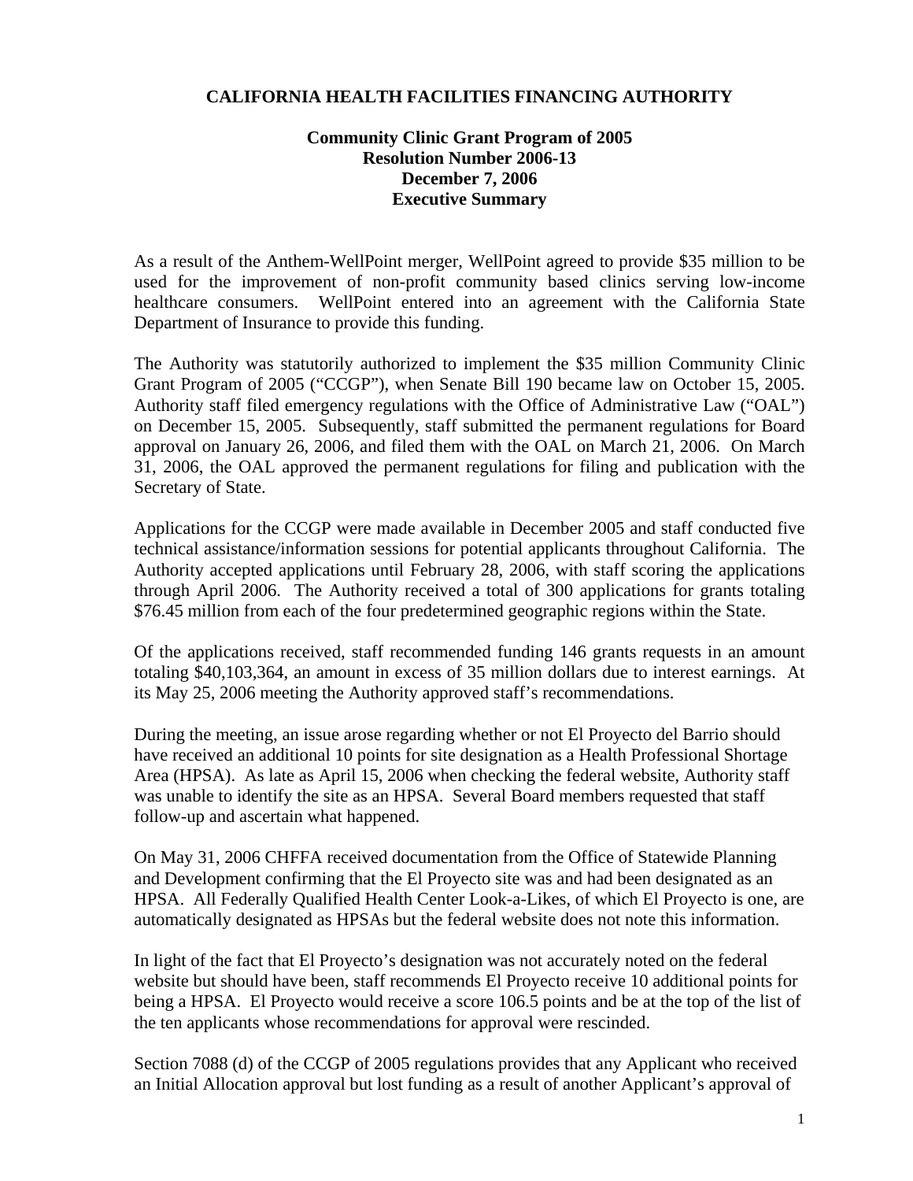# CALIFORNIA HEALTH FACILITIES FINANCING AUTHORITY

## Community Clinic Grant Program of 2005
## Resolution Number 2006-13
## December 7, 2006
## Executive Summary

As a result of the Anthem-WellPoint merger, WellPoint agreed to provide $35 million to be used for the improvement of non-profit community based clinics serving low-income healthcare consumers. WellPoint entered into an agreement with the California State Department of Insurance to provide this funding.

The Authority was statutorily authorized to implement the $35 million Community Clinic Grant Program of 2005 ("CCGP"), when Senate Bill 190 became law on October 15, 2005. Authority staff filed emergency regulations with the Office of Administrative Law ("OAL") on December 15, 2005. Subsequently, staff submitted the permanent regulations for Board approval on January 26, 2006, and filed them with the OAL on March 21, 2006. On March 31, 2006, the OAL approved the permanent regulations for filing and publication with the Secretary of State.

Applications for the CCGP were made available in December 2005 and staff conducted five technical assistance/information sessions for potential applicants throughout California. The Authority accepted applications until February 28, 2006, with staff scoring the applications through April 2006. The Authority received a total of 300 applications for grants totaling $76.45 million from each of the four predetermined geographic regions within the State.

Of the applications received, staff recommended funding 146 grants requests in an amount totaling $40,103,364, an amount in excess of 35 million dollars due to interest earnings. At its May 25, 2006 meeting the Authority approved staff's recommendations.

During the meeting, an issue arose regarding whether or not El Proyecto del Barrio should have received an additional 10 points for site designation as a Health Professional Shortage Area (HPSA). As late as April 15, 2006 when checking the federal website, Authority staff was unable to identify the site as an HPSA. Several Board members requested that staff follow-up and ascertain what happened.

On May 31, 2006 CHFFA received documentation from the Office of Statewide Planning and Development confirming that the El Proyecto site was and had been designated as an HPSA. All Federally Qualified Health Center Look-a-Likes, of which El Proyecto is one, are automatically designated as HPSAs but the federal website does not note this information.

In light of the fact that El Proyecto's designation was not accurately noted on the federal website but should have been, staff recommends El Proyecto receive 10 additional points for being a HPSA. El Proyecto would receive a score 106.5 points and be at the top of the list of the ten applicants whose recommendations for approval were rescinded.

Section 7088 (d) of the CCGP of 2005 regulations provides that any Applicant who received an Initial Allocation approval but lost funding as a result of another Applicant's approval of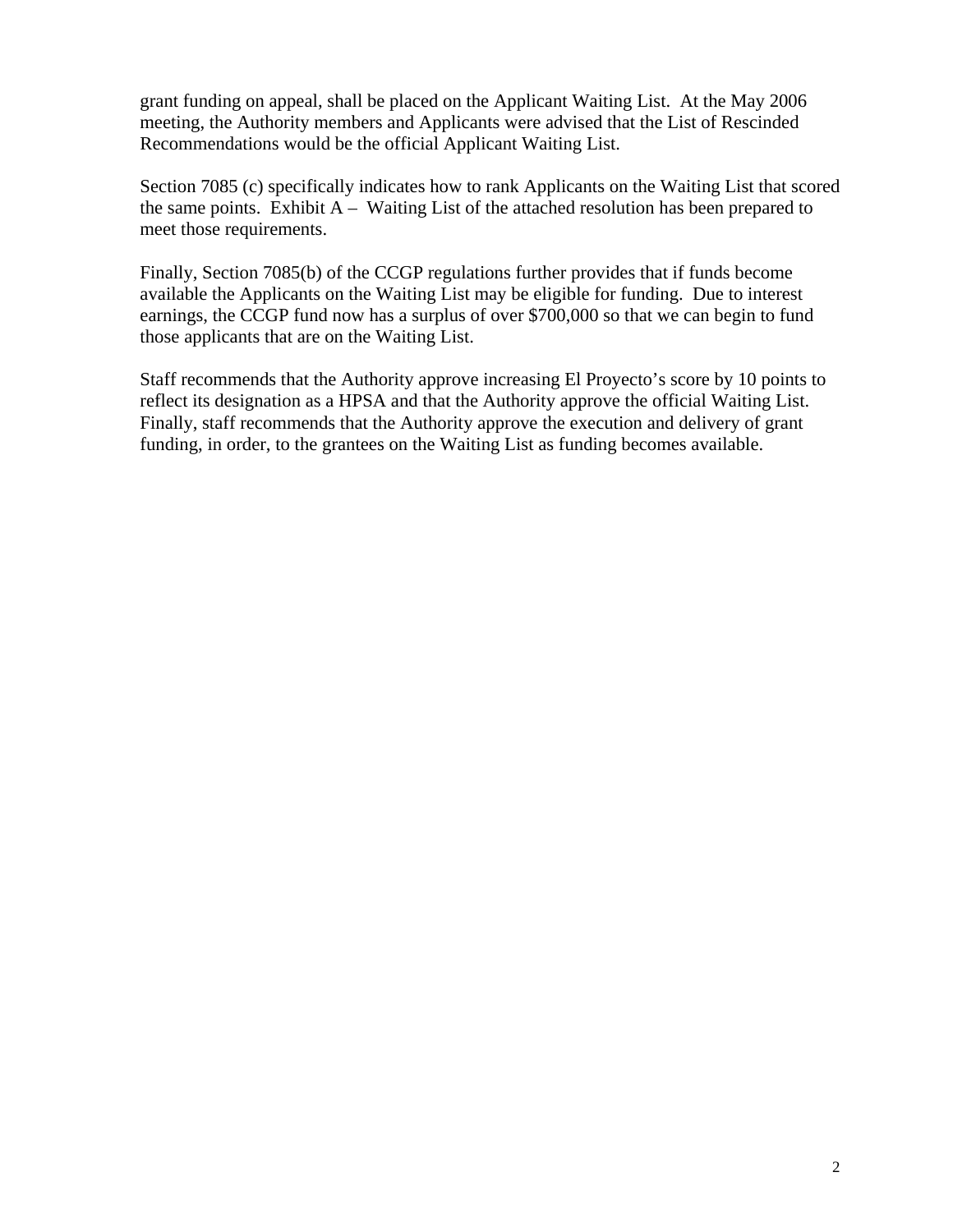grant funding on appeal, shall be placed on the Applicant Waiting List. At the May 2006 meeting, the Authority members and Applicants were advised that the List of Rescinded Recommendations would be the official Applicant Waiting List.

Section 7085 (c) specifically indicates how to rank Applicants on the Waiting List that scored the same points. Exhibit A – Waiting List of the attached resolution has been prepared to meet those requirements.

Finally, Section 7085(b) of the CCGP regulations further provides that if funds become available the Applicants on the Waiting List may be eligible for funding. Due to interest earnings, the CCGP fund now has a surplus of over $700,000 so that we can begin to fund those applicants that are on the Waiting List.

Staff recommends that the Authority approve increasing El Proyecto's score by 10 points to reflect its designation as a HPSA and that the Authority approve the official Waiting List. Finally, staff recommends that the Authority approve the execution and delivery of grant funding, in order, to the grantees on the Waiting List as funding becomes available.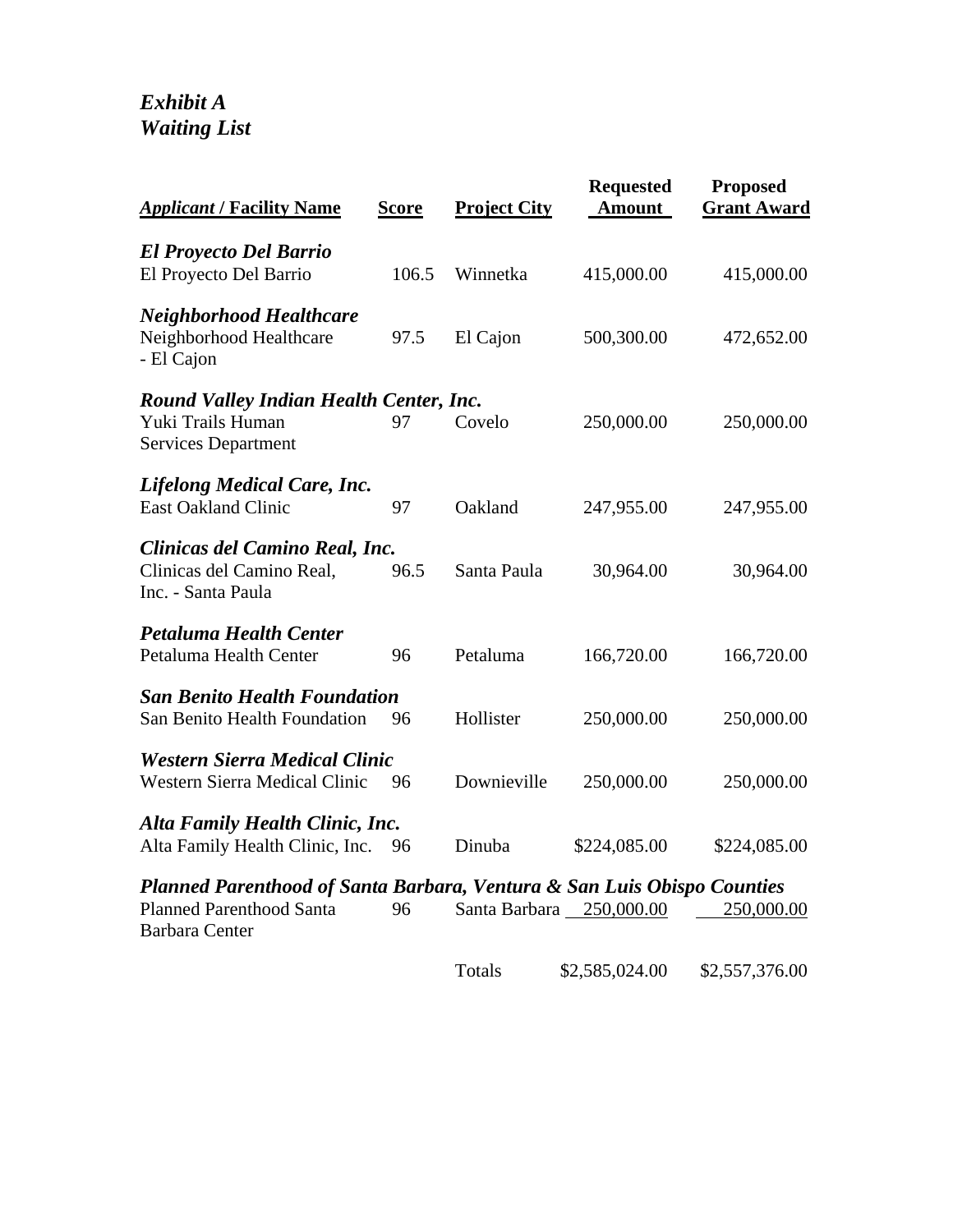***Exhibit A***
***Waiting List***

| ***Applicant* / Facility Name** | **Score** | **Project City** | **Requested Amount** | **Proposed Grant Award** |
|---|---|---|---|---|
| ***El Proyecto Del Barrio*** | | | | |
| El Proyecto Del Barrio | 106.5 | Winnetka | 415,000.00 | 415,000.00 |
| ***Neighborhood Healthcare*** | | | | |
| Neighborhood Healthcare - El Cajon | 97.5 | El Cajon | 500,300.00 | 472,652.00 |
| ***Round Valley Indian Health Center, Inc.*** | | | | |
| Yuki Trails Human Services Department | 97 | Covelo | 250,000.00 | 250,000.00 |
| ***Lifelong Medical Care, Inc.*** | | | | |
| East Oakland Clinic | 97 | Oakland | 247,955.00 | 247,955.00 |
| ***Clinicas del Camino Real, Inc.*** | | | | |
| Clinicas del Camino Real, Inc. - Santa Paula | 96.5 | Santa Paula | 30,964.00 | 30,964.00 |
| ***Petaluma Health Center*** | | | | |
| Petaluma Health Center | 96 | Petaluma | 166,720.00 | 166,720.00 |
| ***San Benito Health Foundation*** | | | | |
| San Benito Health Foundation | 96 | Hollister | 250,000.00 | 250,000.00 |
| ***Western Sierra Medical Clinic*** | | | | |
| Western Sierra Medical Clinic | 96 | Downieville | 250,000.00 | 250,000.00 |
| ***Alta Family Health Clinic, Inc.*** | | | | |
| Alta Family Health Clinic, Inc. | 96 | Dinuba | $224,085.00 | $224,085.00 |
| ***Planned Parenthood of Santa Barbara, Ventura & San Luis Obispo Counties*** | | | | |
| Planned Parenthood Santa Barbara Center | 96 | Santa Barbara | 250,000.00 | 250,000.00 |
| | | Totals | $2,585,024.00 | $2,557,376.00 |